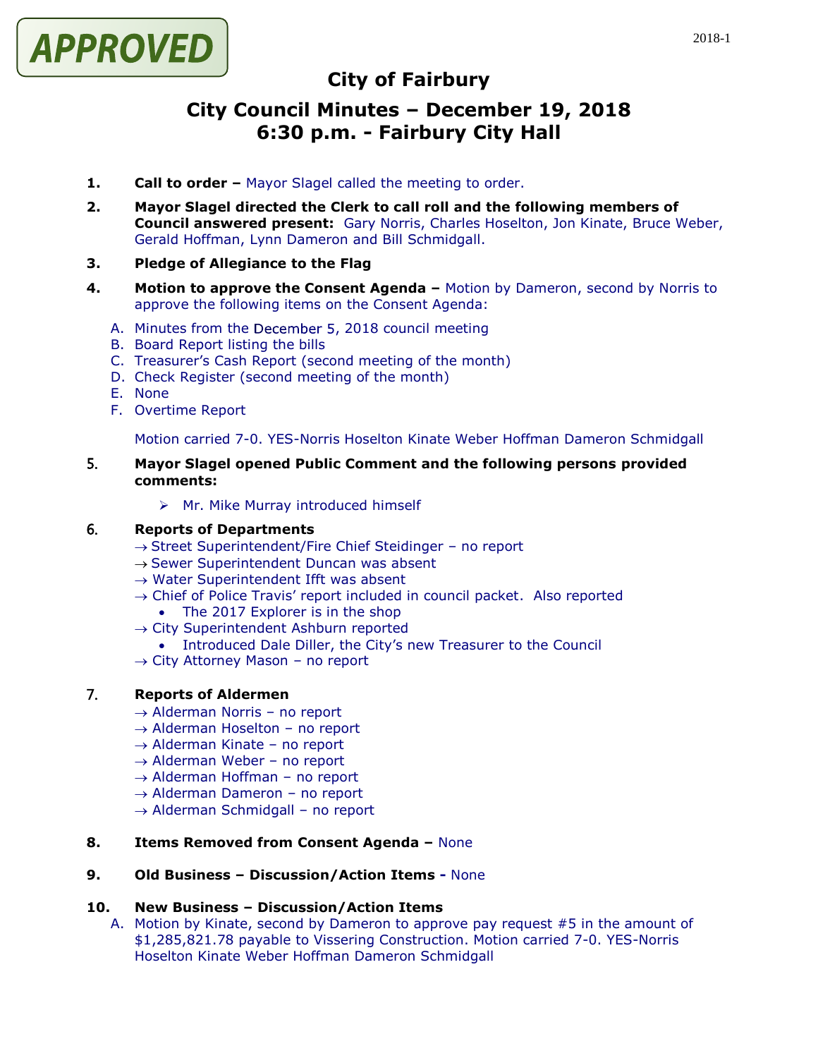APPROVED

# City of Fairbury

## City Council Minutes – December 19, 2018
## 6:30 p.m. - Fairbury City Hall

1. **Call to order –** Mayor Slagel called the meeting to order.

2. **Mayor Slagel directed the Clerk to call roll and the following members of Council answered present:** Gary Norris, Charles Hoselton, Jon Kinate, Bruce Weber, Gerald Hoffman, Lynn Dameron and Bill Schmidgall.

3. **Pledge of Allegiance to the Flag**

4. **Motion to approve the Consent Agenda –** Motion by Dameron, second by Norris to approve the following items on the Consent Agenda:

   A. Minutes from the December 5, 2018 council meeting
   B. Board Report listing the bills
   C. Treasurer's Cash Report (second meeting of the month)
   D. Check Register (second meeting of the month)
   E. None
   F. Overtime Report

   Motion carried 7-0. YES-Norris Hoselton Kinate Weber Hoffman Dameron Schmidgall

5. **Mayor Slagel opened Public Comment and the following persons provided comments:**

   - Mr. Mike Murray introduced himself

6. **Reports of Departments**
   - → Street Superintendent/Fire Chief Steidinger – no report
   - → Sewer Superintendent Duncan was absent
   - → Water Superintendent Ifft was absent
   - → Chief of Police Travis' report included in council packet. Also reported
     - The 2017 Explorer is in the shop
   - → City Superintendent Ashburn reported
     - Introduced Dale Diller, the City's new Treasurer to the Council
   - → City Attorney Mason – no report

7. **Reports of Aldermen**
   - → Alderman Norris – no report
   - → Alderman Hoselton – no report
   - → Alderman Kinate – no report
   - → Alderman Weber – no report
   - → Alderman Hoffman – no report
   - → Alderman Dameron – no report
   - → Alderman Schmidgall – no report

8. **Items Removed from Consent Agenda –** None

9. **Old Business – Discussion/Action Items -** None

10. **New Business – Discussion/Action Items**

    A. Motion by Kinate, second by Dameron to approve pay request #5 in the amount of $1,285,821.78 payable to Vissering Construction. Motion carried 7-0. YES-Norris Hoselton Kinate Weber Hoffman Dameron Schmidgall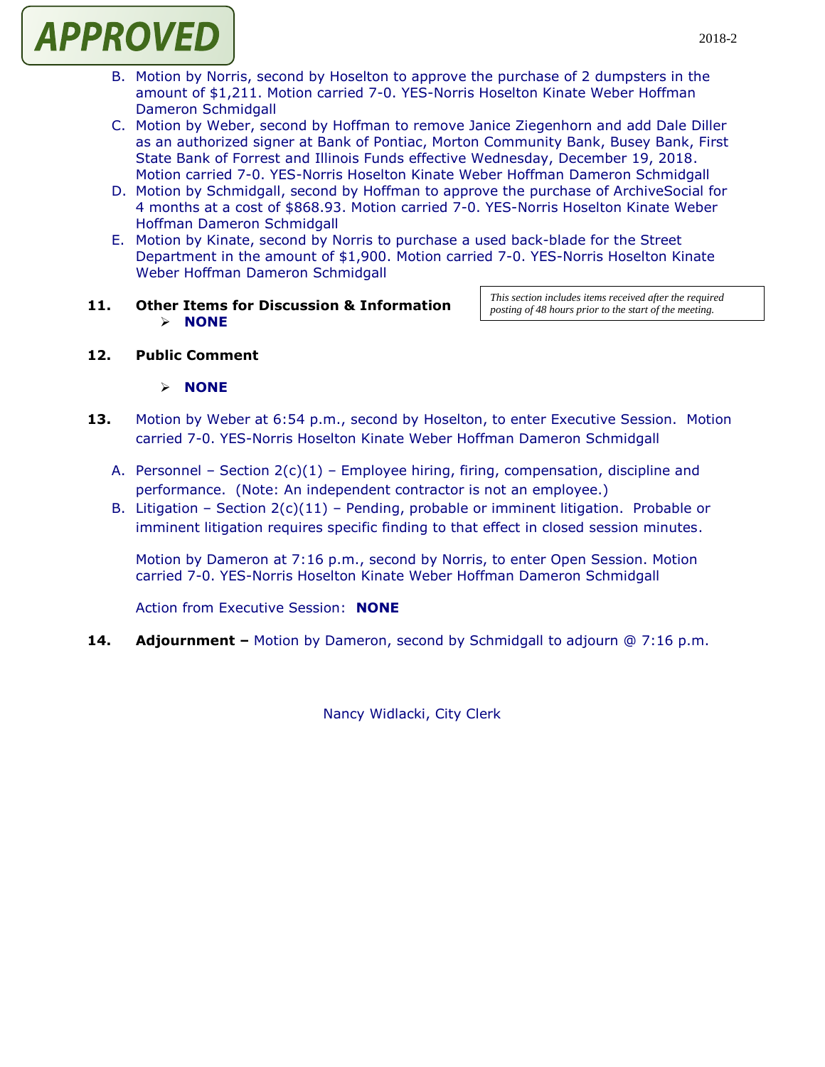**APPROVED**

B. Motion by Norris, second by Hoselton to approve the purchase of 2 dumpsters in the amount of $1,211. Motion carried 7-0. YES-Norris Hoselton Kinate Weber Hoffman Dameron Schmidgall

C. Motion by Weber, second by Hoffman to remove Janice Ziegenhorn and add Dale Diller as an authorized signer at Bank of Pontiac, Morton Community Bank, Busey Bank, First State Bank of Forrest and Illinois Funds effective Wednesday, December 19, 2018. Motion carried 7-0. YES-Norris Hoselton Kinate Weber Hoffman Dameron Schmidgall

D. Motion by Schmidgall, second by Hoffman to approve the purchase of ArchiveSocial for 4 months at a cost of $868.93. Motion carried 7-0. YES-Norris Hoselton Kinate Weber Hoffman Dameron Schmidgall

E. Motion by Kinate, second by Norris to purchase a used back-blade for the Street Department in the amount of $1,900. Motion carried 7-0. YES-Norris Hoselton Kinate Weber Hoffman Dameron Schmidgall

**11. Other Items for Discussion & Information**

*This section includes items received after the required posting of 48 hours prior to the start of the meeting.*

- **NONE**

**12. Public Comment**

- **NONE**

**13.** Motion by Weber at 6:54 p.m., second by Hoselton, to enter Executive Session. Motion carried 7-0. YES-Norris Hoselton Kinate Weber Hoffman Dameron Schmidgall

A. Personnel – Section 2(c)(1) – Employee hiring, firing, compensation, discipline and performance. (Note: An independent contractor is not an employee.)

B. Litigation – Section 2(c)(11) – Pending, probable or imminent litigation. Probable or imminent litigation requires specific finding to that effect in closed session minutes.

Motion by Dameron at 7:16 p.m., second by Norris, to enter Open Session. Motion carried 7-0. YES-Norris Hoselton Kinate Weber Hoffman Dameron Schmidgall

Action from Executive Session: **NONE**

**14. Adjournment –** Motion by Dameron, second by Schmidgall to adjourn @ 7:16 p.m.

Nancy Widlacki, City Clerk